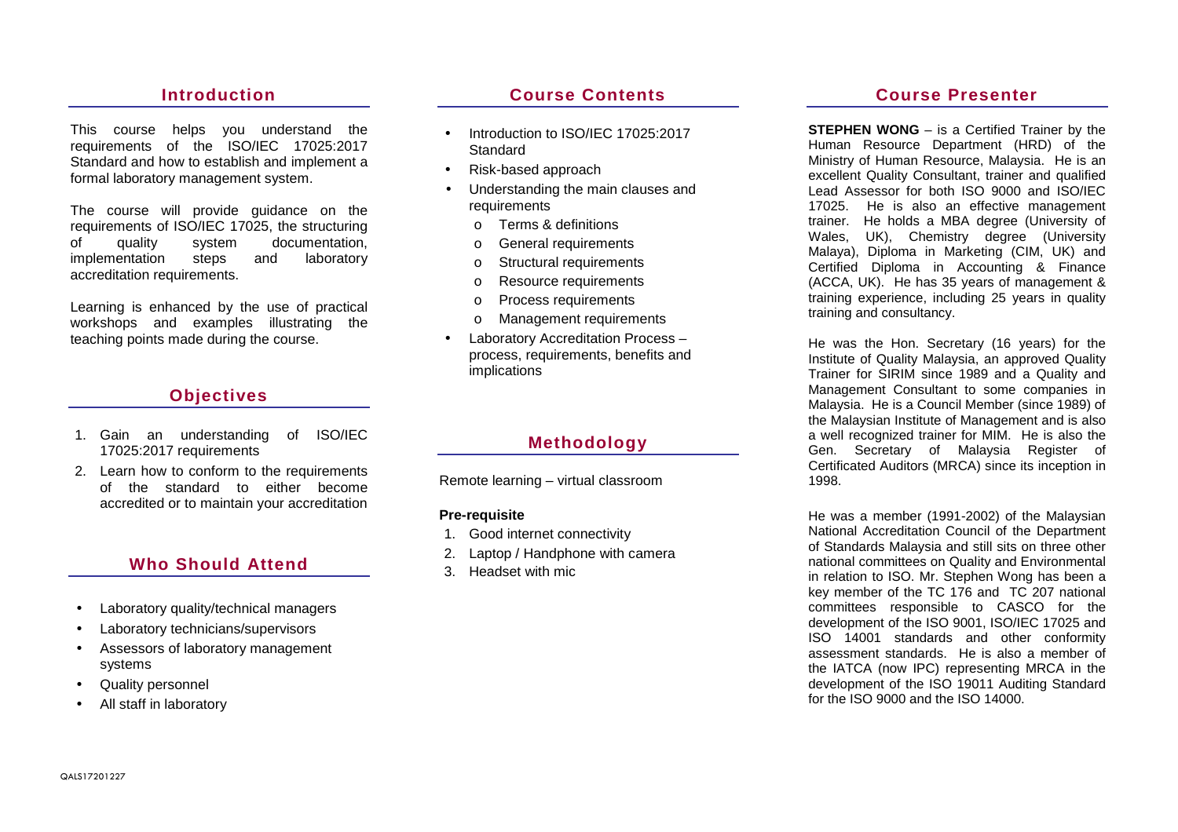## Introduction

This course helps you understand the requirements of the ISO/IEC 17025:2017 Standard and how to establish and implement a formal laboratory management system.

The course will provide guidance on the requirements of ISO/IEC 17025, the structuring of quality system documentation, implementation steps and laboratory accreditation requirements.

Learning is enhanced by the use of practical workshops and examples illustrating the teaching points made during the course.

## Objectives

1. Gain an understanding of ISO/IEC 17025:2017 requirements
2. Learn how to conform to the requirements of the standard to either become accredited or to maintain your accreditation

## Who Should Attend

- Laboratory quality/technical managers
- Laboratory technicians/supervisors
- Assessors of laboratory management systems
- Quality personnel
- All staff in laboratory

## Course Contents

- Introduction to ISO/IEC 17025:2017 Standard
- Risk-based approach
- Understanding the main clauses and requirements
  - Terms & definitions
  - General requirements
  - Structural requirements
  - Resource requirements
  - Process requirements
  - Management requirements
- Laboratory Accreditation Process – process, requirements, benefits and implications

## Methodology

Remote learning – virtual classroom

**Pre-requisite**

1. Good internet connectivity
2. Laptop / Handphone with camera
3. Headset with mic

## Course Presenter

**STEPHEN WONG** – is a Certified Trainer by the Human Resource Department (HRD) of the Ministry of Human Resource, Malaysia. He is an excellent Quality Consultant, trainer and qualified Lead Assessor for both ISO 9000 and ISO/IEC 17025. He is also an effective management trainer. He holds a MBA degree (University of Wales, UK), Chemistry degree (University Malaya), Diploma in Marketing (CIM, UK) and Certified Diploma in Accounting & Finance (ACCA, UK). He has 35 years of management & training experience, including 25 years in quality training and consultancy.

He was the Hon. Secretary (16 years) for the Institute of Quality Malaysia, an approved Quality Trainer for SIRIM since 1989 and a Quality and Management Consultant to some companies in Malaysia. He is a Council Member (since 1989) of the Malaysian Institute of Management and is also a well recognized trainer for MIM. He is also the Gen. Secretary of Malaysia Register of Certificated Auditors (MRCA) since its inception in 1998.

He was a member (1991-2002) of the Malaysian National Accreditation Council of the Department of Standards Malaysia and still sits on three other national committees on Quality and Environmental in relation to ISO. Mr. Stephen Wong has been a key member of the TC 176 and TC 207 national committees responsible to CASCO for the development of the ISO 9001, ISO/IEC 17025 and ISO 14001 standards and other conformity assessment standards. He is also a member of the IATCA (now IPC) representing MRCA in the development of the ISO 19011 Auditing Standard for the ISO 9000 and the ISO 14000.

QALS17201227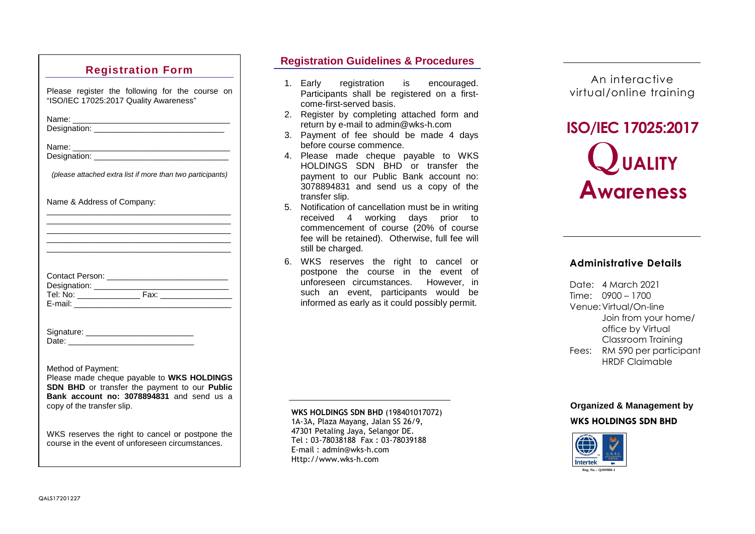## Registration Form

Please register the following for the course on "ISO/IEC 17025:2017 Quality Awareness"

Name: ___________________________________
Designation: ____________________________

Name: ___________________________________
Designation: ____________________________

*(please attached extra list if more than two participants)*

Name & Address of Company:

_________________________________________
_________________________________________
_________________________________________
_________________________________________
_________________________________________

Contact Person: __________________________
Designation: _____________________________
Tel: No: ______________ Fax: ______________
E-mail: __________________________________

Signature: _______________________
Date: ___________________________

Method of Payment:
Please made cheque payable to **WKS HOLDINGS SDN BHD** or transfer the payment to our **Public Bank account no: 3078894831** and send us a copy of the transfer slip.

WKS reserves the right to cancel or postpone the course in the event of unforeseen circumstances.

## Registration Guidelines & Procedures

1. Early registration is encouraged. Participants shall be registered on a first-come-first-served basis.
2. Register by completing attached form and return by e-mail to admin@wks-h.com
3. Payment of fee should be made 4 days before course commence.
4. Please made cheque payable to WKS HOLDINGS SDN BHD or transfer the payment to our Public Bank account no: 3078894831 and send us a copy of the transfer slip.
5. Notification of cancellation must be in writing received 4 working days prior to commencement of course (20% of course fee will be retained). Otherwise, full fee will still be charged.
6. WKS reserves the right to cancel or postpone the course in the event of unforeseen circumstances. However, in such an event, participants would be informed as early as it could possibly permit.

**WKS HOLDINGS SDN BHD** (198401017072)
1A-3A, Plaza Mayang, Jalan SS 26/9,
47301 Petaling Jaya, Selangor DE.
Tel : 03-78038188 Fax : 03-78039188
E-mail : admin@wks-h.com
Http://www.wks-h.com

An interactive virtual/online training

# ISO/IEC 17025:2017 Quality Awareness

### Administrative Details

Date: 4 March 2021
Time: 0900 – 1700
Venue: Virtual/On-line
Join from your home/ office by Virtual Classroom Training
Fees: RM 590 per participant
HRDF Claimable

**Organized & Management by**

**WKS HOLDINGS SDN BHD**

Reg. No. : Q109988-1

QALS17201227